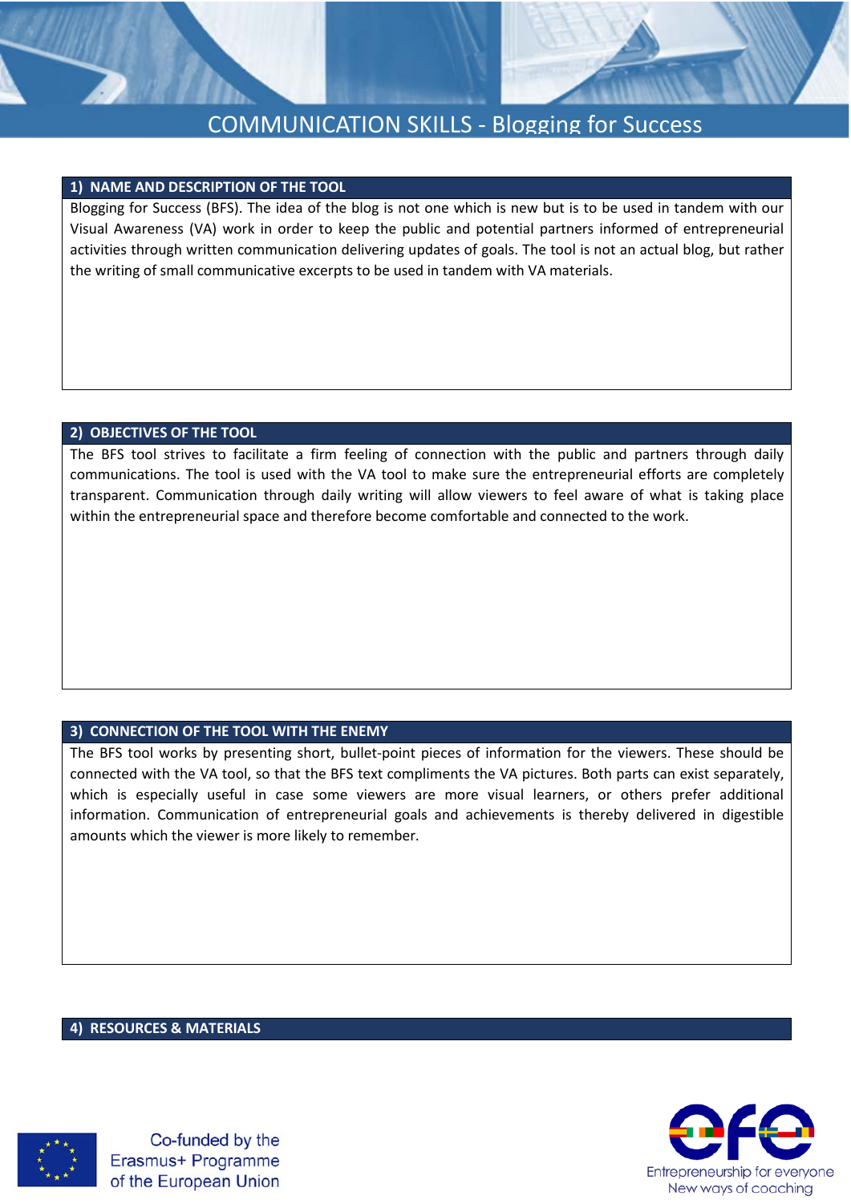# COMMUNICATION SKILLS - Blogging for Success

## 1) NAME AND DESCRIPTION OF THE TOOL

Blogging for Success (BFS). The idea of the blog is not one which is new but is to be used in tandem with our Visual Awareness (VA) work in order to keep the public and potential partners informed of entrepreneurial activities through written communication delivering updates of goals. The tool is not an actual blog, but rather the writing of small communicative excerpts to be used in tandem with VA materials.

## 2) OBJECTIVES OF THE TOOL

The BFS tool strives to facilitate a firm feeling of connection with the public and partners through daily communications. The tool is used with the VA tool to make sure the entrepreneurial efforts are completely transparent. Communication through daily writing will allow viewers to feel aware of what is taking place within the entrepreneurial space and therefore become comfortable and connected to the work.

## 3) CONNECTION OF THE TOOL WITH THE ENEMY

The BFS tool works by presenting short, bullet-point pieces of information for the viewers. These should be connected with the VA tool, so that the BFS text compliments the VA pictures. Both parts can exist separately, which is especially useful in case some viewers are more visual learners, or others prefer additional information. Communication of entrepreneurial goals and achievements is thereby delivered in digestible amounts which the viewer is more likely to remember.

## 4) RESOURCES & MATERIALS

Co-funded by the Erasmus+ Programme of the European Union

Entrepreneurship for everyone
New ways of coaching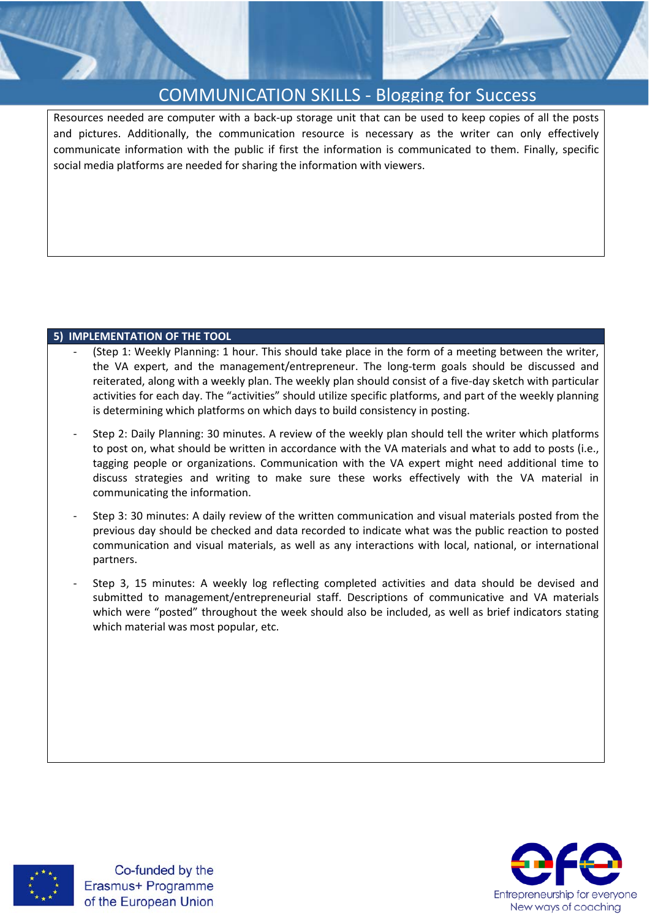Resources needed are computer with a back-up storage unit that can be used to keep copies of all the posts and pictures. Additionally, the communication resource is necessary as the writer can only effectively communicate information with the public if first the information is communicated to them. Finally, specific social media platforms are needed for sharing the information with viewers.

## 5) IMPLEMENTATION OF THE TOOL

- (Step 1: Weekly Planning: 1 hour. This should take place in the form of a meeting between the writer, the VA expert, and the management/entrepreneur. The long-term goals should be discussed and reiterated, along with a weekly plan. The weekly plan should consist of a five-day sketch with particular activities for each day. The "activities" should utilize specific platforms, and part of the weekly planning is determining which platforms on which days to build consistency in posting.
- Step 2: Daily Planning: 30 minutes. A review of the weekly plan should tell the writer which platforms to post on, what should be written in accordance with the VA materials and what to add to posts (i.e., tagging people or organizations. Communication with the VA expert might need additional time to discuss strategies and writing to make sure these works effectively with the VA material in communicating the information.
- Step 3: 30 minutes: A daily review of the written communication and visual materials posted from the previous day should be checked and data recorded to indicate what was the public reaction to posted communication and visual materials, as well as any interactions with local, national, or international partners.
- Step 3, 15 minutes: A weekly log reflecting completed activities and data should be devised and submitted to management/entrepreneurial staff. Descriptions of communicative and VA materials which were "posted" throughout the week should also be included, as well as brief indicators stating which material was most popular, etc.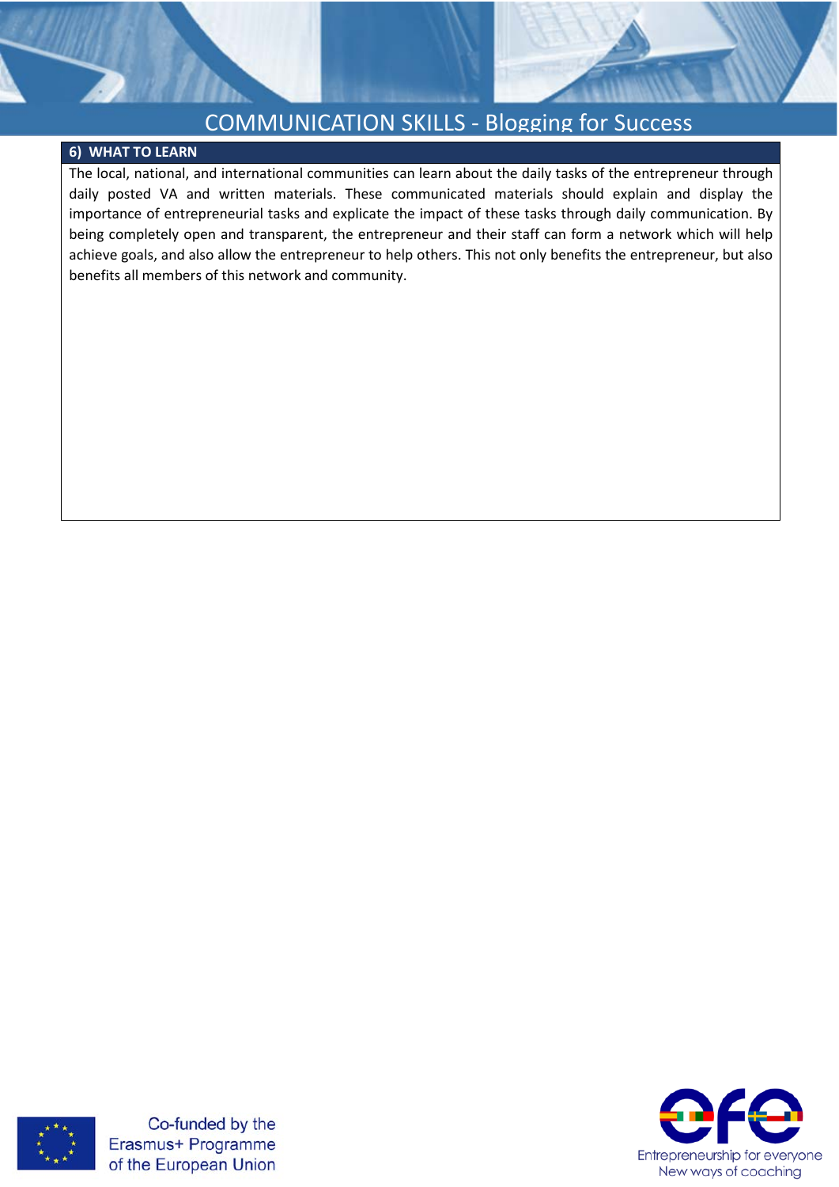## 6) WHAT TO LEARN

The local, national, and international communities can learn about the daily tasks of the entrepreneur through daily posted VA and written materials. These communicated materials should explain and display the importance of entrepreneurial tasks and explicate the impact of these tasks through daily communication. By being completely open and transparent, the entrepreneur and their staff can form a network which will help achieve goals, and also allow the entrepreneur to help others. This not only benefits the entrepreneur, but also benefits all members of this network and community.